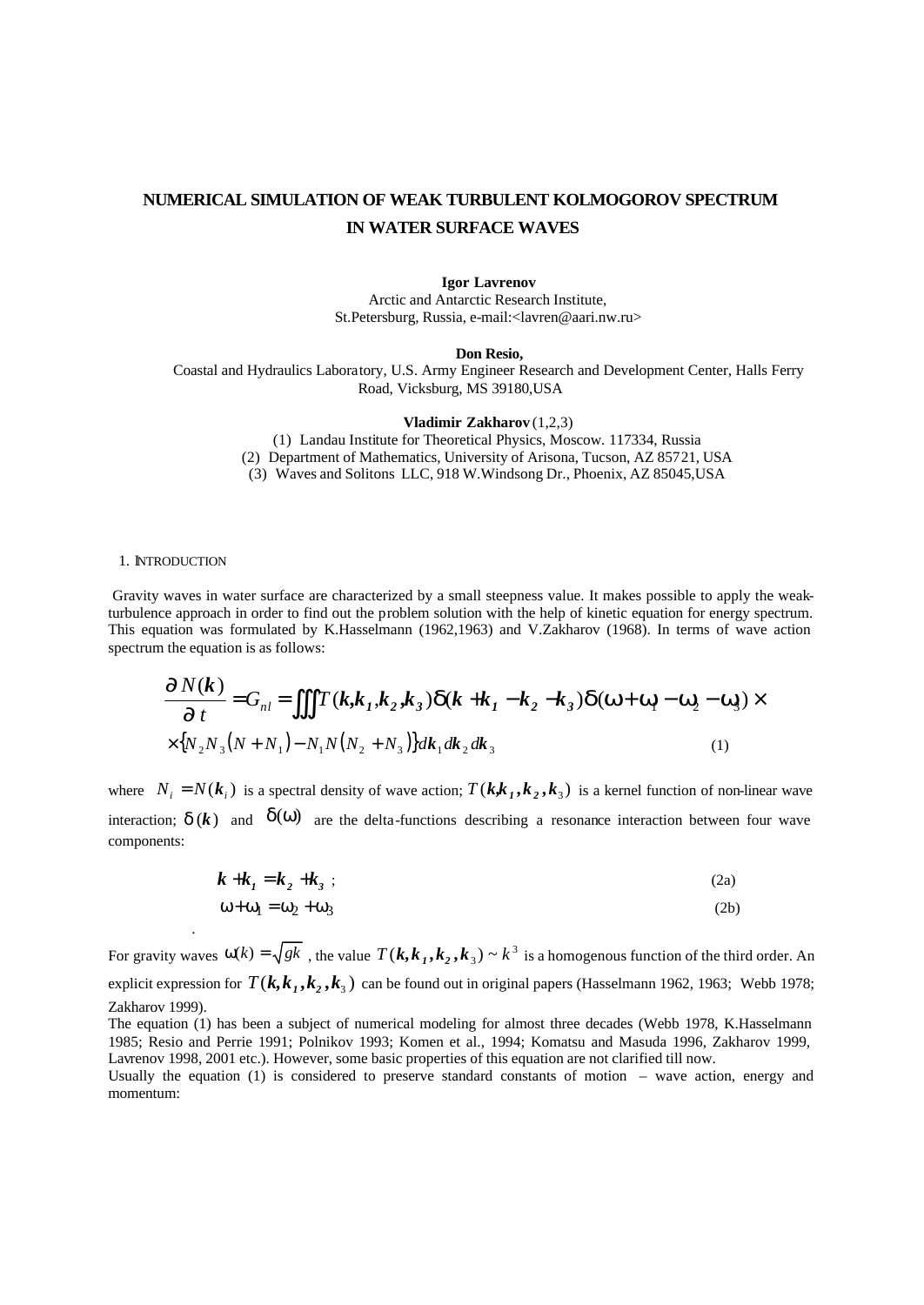# NUMERICAL SIMULATION OF WEAK TURBULENT KOLMOGOROV SPECTRUM IN WATER SURFACE WAVES

**Igor Lavrenov**
Arctic and Antarctic Research Institute,
St.Petersburg, Russia, e-mail:<lavren@aari.nw.ru>

**Don Resio,**
Coastal and Hydraulics Laboratory, U.S. Army Engineer Research and Development Center, Halls Ferry Road, Vicksburg, MS 39180,USA

**Vladimir Zakharov** (1,2,3)
(1) Landau Institute for Theoretical Physics, Moscow. 117334, Russia
(2) Department of Mathematics, University of Arisona, Tucson, AZ 85721, USA
(3) Waves and Solitons LLC, 918 W.Windsong Dr., Phoenix, AZ 85045,USA

## 1. INTRODUCTION

Gravity waves in water surface are characterized by a small steepness value. It makes possible to apply the weak-turbulence approach in order to find out the problem solution with the help of kinetic equation for energy spectrum. This equation was formulated by K.Hasselmann (1962,1963) and V.Zakharov (1968). In terms of wave action spectrum the equation is as follows:

$$\frac{\partial N(\boldsymbol{k})}{\partial t} = G_{nl} = \iiint T(\boldsymbol{k},\boldsymbol{k_1},\boldsymbol{k_2},\boldsymbol{k_3})\delta(\boldsymbol{k}+\boldsymbol{k_1}-\boldsymbol{k_2}-\boldsymbol{k_3})\delta(\omega+\omega_1-\omega_2-\omega_3)\times$$
$$\times\{N_2N_3(N+N_1)-N_1N(N_2+N_3)\}d\boldsymbol{k}_1 d\boldsymbol{k}_2 d\boldsymbol{k}_3 \qquad (1)$$

where $N_i = N(\boldsymbol{k}_i)$ is a spectral density of wave action; $T(\boldsymbol{k},\boldsymbol{k_1},\boldsymbol{k_2},\boldsymbol{k}_3)$ is a kernel function of non-linear wave interaction; $\delta(\boldsymbol{k})$ and $\delta(\omega)$ are the delta-functions describing a resonance interaction between four wave components:

$$\boldsymbol{k}+\boldsymbol{k_1}=\boldsymbol{k_2}+\boldsymbol{k_3} \;; \qquad (2a)$$

$$\omega+\omega_1=\omega_2+\omega_3 \qquad (2b)$$

For gravity waves $\omega(k)=\sqrt{gk}$, the value $T(\boldsymbol{k},\boldsymbol{k_1},\boldsymbol{k_2},\boldsymbol{k}_3)\sim k^3$ is a homogenous function of the third order. An explicit expression for $T(\boldsymbol{k},\boldsymbol{k_1},\boldsymbol{k_2},\boldsymbol{k}_3)$ can be found out in original papers (Hasselmann 1962, 1963; Webb 1978; Zakharov 1999).

The equation (1) has been a subject of numerical modeling for almost three decades (Webb 1978, K.Hasselmann 1985; Resio and Perrie 1991; Polnikov 1993; Komen et al., 1994; Komatsu and Masuda 1996, Zakharov 1999, Lavrenov 1998, 2001 etc.). However, some basic properties of this equation are not clarified till now.

Usually the equation (1) is considered to preserve standard constants of motion – wave action, energy and momentum: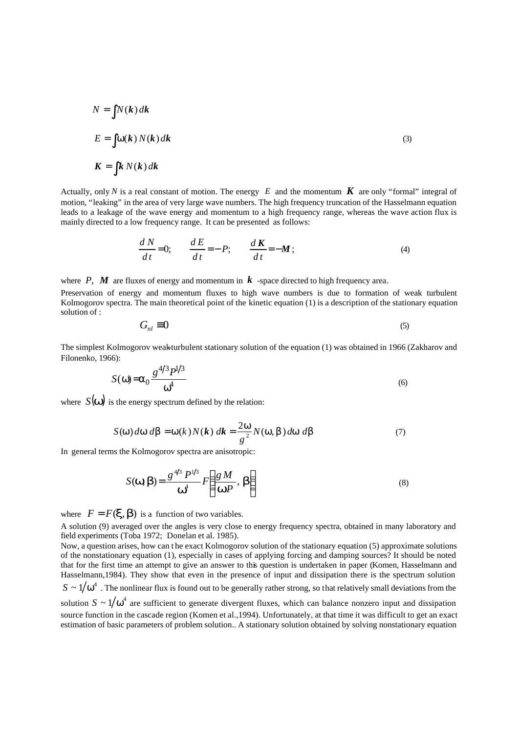$$N = \int N(\boldsymbol{k})\, d\boldsymbol{k}$$

$$E = \int \omega(\boldsymbol{k})\, N(\boldsymbol{k})\, d\boldsymbol{k} \tag{3}$$

$$\boldsymbol{K} = \int \boldsymbol{k}\, N(\boldsymbol{k})\, d\boldsymbol{k}$$

Actually, only $N$ is a real constant of motion. The energy $E$ and the momentum $\boldsymbol{K}$ are only "formal" integral of motion, "leaking" in the area of very large wave numbers. The high frequency truncation of the Hasselmann equation leads to a leakage of the wave energy and momentum to a high frequency range, whereas the wave action flux is mainly directed to a low frequency range. It can be presented as follows:

$$\frac{dN}{dt} = 0; \qquad \frac{dE}{dt} = -P; \qquad \frac{d\boldsymbol{K}}{dt} = -\boldsymbol{M}; \tag{4}$$

where $P$, $\boldsymbol{M}$ are fluxes of energy and momentum in $\boldsymbol{k}$ -space directed to high frequency area.

Preservation of energy and momentum fluxes to high wave numbers is due to formation of weak turbulent Kolmogorov spectra. The main theoretical point of the kinetic equation (1) is a description of the stationary equation solution of :

$$G_{nl} \equiv 0 \tag{5}$$

The simplest Kolmogorov weak-turbulent stationary solution of the equation (1) was obtained in 1966 (Zakharov and Filonenko, 1966):

$$S(\omega) = \alpha_0 \frac{g^{4/3} P^{1/3}}{\omega^4} \tag{6}$$

where $S(\omega)$ is the energy spectrum defined by the relation:

$$S(\omega)\, d\omega\, d\beta = \omega(k)\, N(\boldsymbol{k})\, d\boldsymbol{k} = \frac{2\omega}{g^2} N(\omega, \beta)\, d\omega\, d\beta \tag{7}$$

In general terms the Kolmogorov spectra are anisotropic:

$$S(\omega, \beta) = \frac{g^{4/3} P^{1/3}}{\omega^4} F\left(\frac{gM}{\omega P}, \beta\right) \tag{8}$$

where $F = F(\xi, \beta)$ is a function of two variables.

A solution (9) averaged over the angles is very close to energy frequency spectra, obtained in many laboratory and field experiments (Toba 1972; Donelan et al. 1985).

Now, a question arises, how can the exact Kolmogorov solution of the stationary equation (5) approximate solutions of the nonstationary equation (1), especially in cases of applying forcing and damping sources? It should be noted that for the first time an attempt to give an answer to this question is undertaken in paper (Komen, Hasselmann and Hasselmann,1984). They show that even in the presence of input and dissipation there is the spectrum solution $S \sim 1/\omega^4$ . The nonlinear flux is found out to be generally rather strong, so that relatively small deviations from the solution $S \sim 1/\omega^4$ are sufficient to generate divergent fluxes, which can balance nonzero input and dissipation source function in the cascade region (Komen et al.,1994). Unfortunately, at that time it was difficult to get an exact estimation of basic parameters of problem solution.. A stationary solution obtained by solving nonstationary equation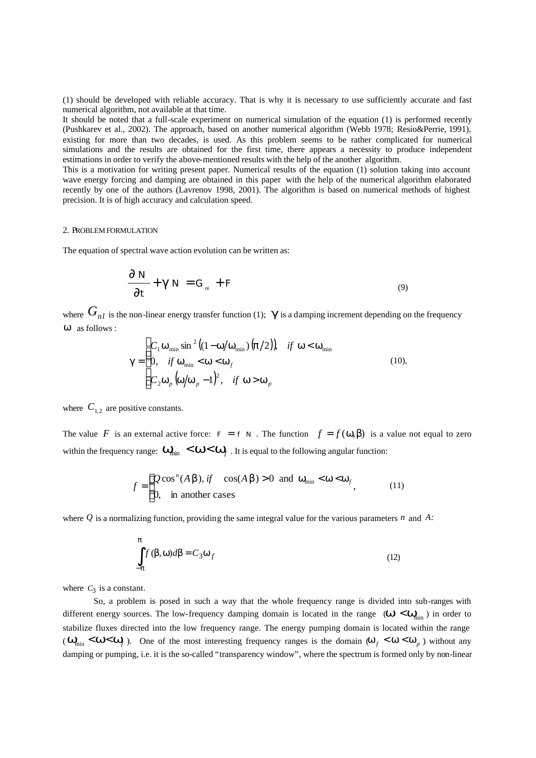(1) should be developed with reliable accuracy. That is why it is necessary to use sufficiently accurate and fast numerical algorithm, not available at that time.

It should be noted that a full-scale experiment on numerical simulation of the equation (1) is performed recently (Pushkarev et al., 2002). The approach, based on another numerical algorithm (Webb 1978; Resio&Perrie, 1991), existing for more than two decades, is used. As this problem seems to be rather complicated for numerical simulations and the results are obtained for the first time, there appears a necessity to produce independent estimations in order to verify the above-mentioned results with the help of the another algorithm.

This is a motivation for writing present paper. Numerical results of the equation (1) solution taking into account wave energy forcing and damping are obtained in this paper with the help of the numerical algorithm elaborated recently by one of the authors (Lavrenov 1998, 2001). The algorithm is based on numerical methods of highest precision. It is of high accuracy and calculation speed.

## 2. PROBLEM FORMULATION

The equation of spectral wave action evolution can be written as:

$$\frac{\partial N}{\partial t} + \gamma N = G_{nl} + F \tag{9}$$

where $G_{nl}$ is the non-linear energy transfer function (1); $\gamma$ is a damping increment depending on the frequency $\omega$ as follows :

$$\gamma = \begin{cases} C_1 \omega_{\min} \sin^2\left((1-\omega/\omega_{\min})(\pi/2)\right), & if\ \omega < \omega_{\min} \\ 0, & if\ \omega_{\min} < \omega < \omega_f \\ C_2 \omega_p \left(\omega/\omega_p - 1\right)^2, & if\ \omega > \omega_p \end{cases} \tag{10}$$

where $C_{1,2}$ are positive constants.

The value $F$ is an external active force: $F = f\ N$ . The function $f = f(\omega, \beta)$ is a value not equal to zero within the frequency range: $\omega_{\min} < \omega < \omega_f$ . It is equal to the following angular function:

$$f = \begin{cases} Q\cos^n(A\beta),\ if \quad \cos(A\beta) > 0 \ \text{ and } \ \omega_{\min} < \omega < \omega_f \\ 0, \quad \text{in another cases} \end{cases}, \tag{11}$$

where $Q$ is a normalizing function, providing the same integral value for the various parameters $n$ and $A$:

$$\int_{-\pi}^{\pi} f(\beta, \omega) d\beta = C_3 \omega_f \tag{12}$$

where $C_3$ is a constant.

So, a problem is posed in such a way that the whole frequency range is divided into sub-ranges with different energy sources. The low-frequency damping domain is located in the range ($\omega < \omega_{\min}$) in order to stabilize fluxes directed into the low frequency range. The energy pumping domain is located within the range ($\omega_{\min} < \omega < \omega_f$). One of the most interesting frequency ranges is the domain ($\omega_f < \omega < \omega_p$) without any damping or pumping, i.e. it is the so-called "transparency window", where the spectrum is formed only by non-linear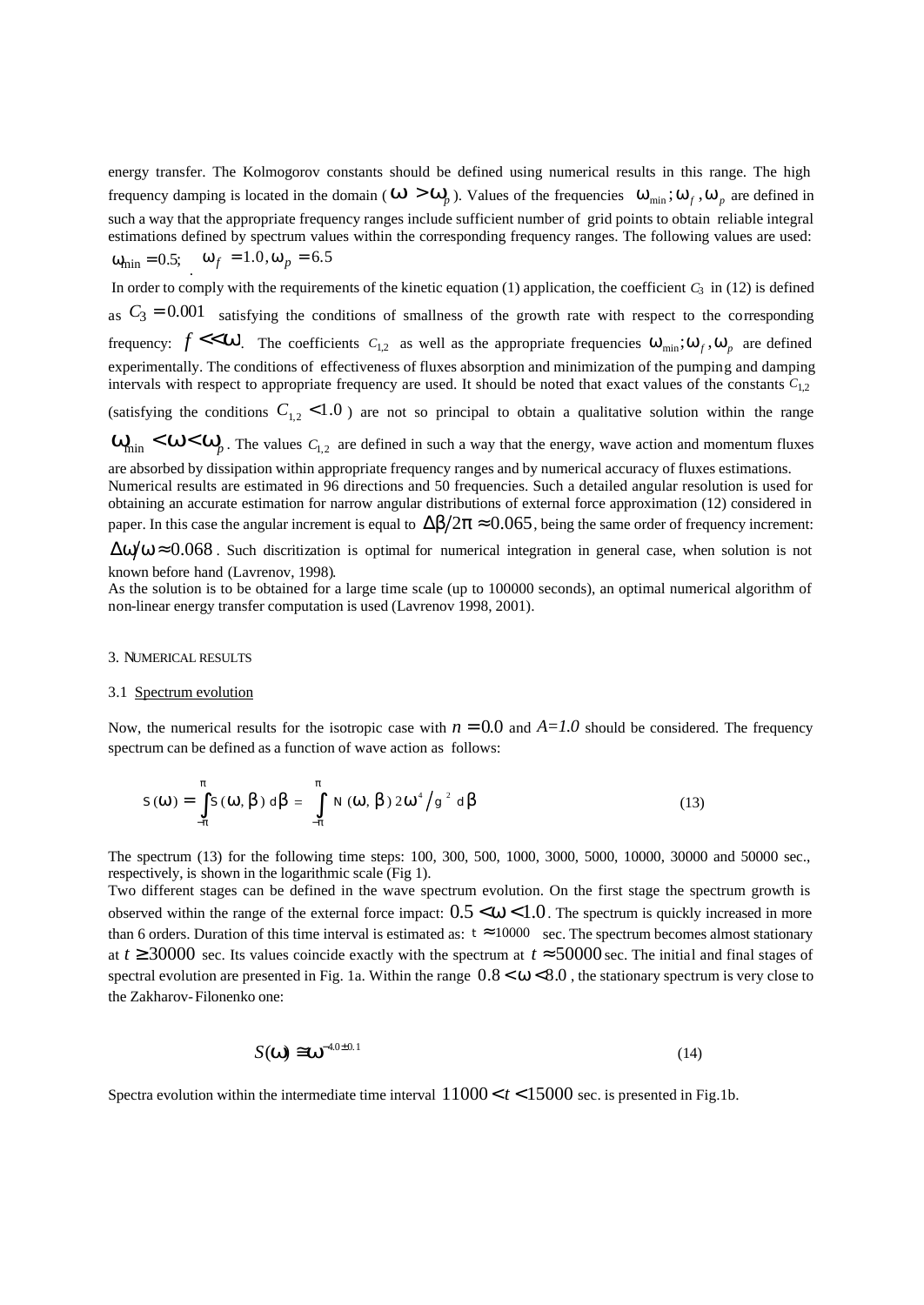energy transfer. The Kolmogorov constants should be defined using numerical results in this range. The high frequency damping is located in the domain ($\omega > \omega_p$). Values of the frequencies $\omega_{\min}; \omega_f, \omega_p$ are defined in such a way that the appropriate frequency ranges include sufficient number of grid points to obtain reliable integral estimations defined by spectrum values within the corresponding frequency ranges. The following values are used: $\omega_{\min} = 0.5$; $\omega_f = 1.0, \omega_p = 6.5$

In order to comply with the requirements of the kinetic equation (1) application, the coefficient $C_3$ in (12) is defined as $C_3 = 0.001$ satisfying the conditions of smallness of the growth rate with respect to the corresponding frequency: $f \ll \omega$. The coefficients $C_{1,2}$ as well as the appropriate frequencies $\omega_{\min}; \omega_f, \omega_p$ are defined experimentally. The conditions of effectiveness of fluxes absorption and minimization of the pumping and damping intervals with respect to appropriate frequency are used. It should be noted that exact values of the constants $C_{1,2}$ (satisfying the conditions $C_{1,2} < 1.0$) are not so principal to obtain a qualitative solution within the range $\omega_{\min} < \omega < \omega_p$. The values $C_{1,2}$ are defined in such a way that the energy, wave action and momentum fluxes are absorbed by dissipation within appropriate frequency ranges and by numerical accuracy of fluxes estimations.
Numerical results are estimated in 96 directions and 50 frequencies. Such a detailed angular resolution is used for obtaining an accurate estimation for narrow angular distributions of external force approximation (12) considered in paper. In this case the angular increment is equal to $\Delta\beta/2\pi \approx 0.065$, being the same order of frequency increment: $\Delta\omega/\omega \approx 0.068$. Such discritization is optimal for numerical integration in general case, when solution is not known before hand (Lavrenov, 1998).
As the solution is to be obtained for a large time scale (up to 100000 seconds), an optimal numerical algorithm of non-linear energy transfer computation is used (Lavrenov 1998, 2001).

## 3. NUMERICAL RESULTS

### 3.1 Spectrum evolution

Now, the numerical results for the isotropic case with $n = 0.0$ and $A=1.0$ should be considered. The frequency spectrum can be defined as a function of wave action as follows:

$$S(\omega) = \int_{-\pi}^{\pi} S(\omega,\beta)\, d\beta = \int_{-\pi}^{\pi} N(\omega,\beta)\, 2\omega^4 / g^2 \, d\beta \tag{13}$$

The spectrum (13) for the following time steps: 100, 300, 500, 1000, 3000, 5000, 10000, 30000 and 50000 sec., respectively, is shown in the logarithmic scale (Fig 1).
Two different stages can be defined in the wave spectrum evolution. On the first stage the spectrum growth is observed within the range of the external force impact: $0.5 < \omega < 1.0$. The spectrum is quickly increased in more than 6 orders. Duration of this time interval is estimated as: $t \approx 10000$ sec. The spectrum becomes almost stationary at $t \geq 30000$ sec. Its values coincide exactly with the spectrum at $t \approx 50000$ sec. The initial and final stages of spectral evolution are presented in Fig. 1a. Within the range $0.8 < \omega < 8.0$, the stationary spectrum is very close to the Zakharov-Filonenko one:

$$S(\omega) \cong \omega^{-4.0 \pm 0.1} \tag{14}$$

Spectra evolution within the intermediate time interval $11000 < t < 15000$ sec. is presented in Fig.1b.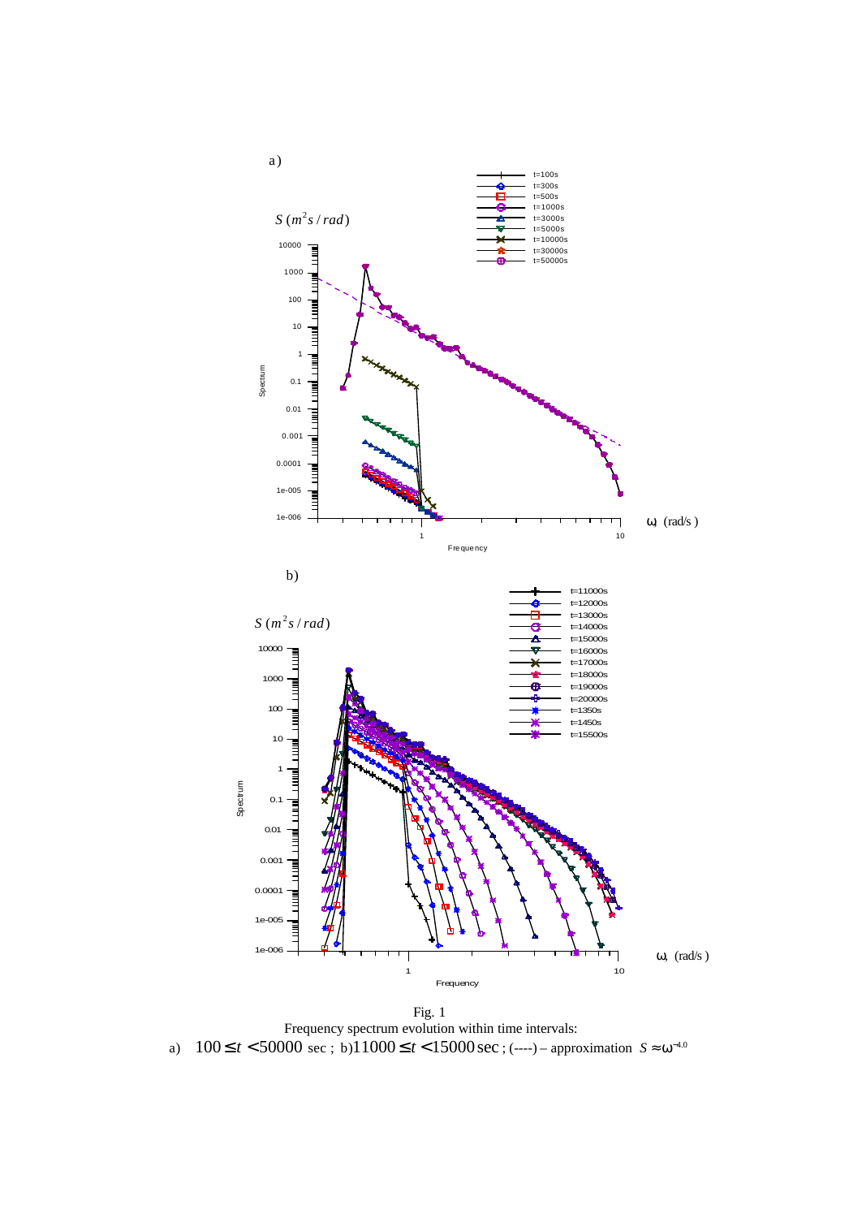Fig. 1

Frequency spectrum evolution within time intervals:

a) $100 \le t < 50000$ sec ; b) $11000 \le t < 15000$ sec ; (----) – approximation $S \approx \omega^{-4.0}$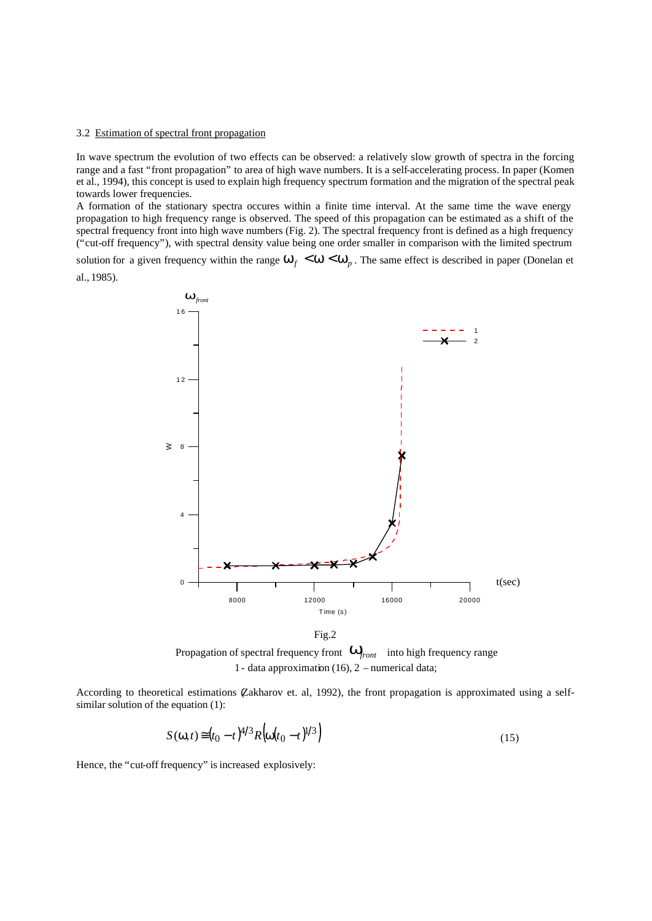### 3.2 Estimation of spectral front propagation

In wave spectrum the evolution of two effects can be observed: a relatively slow growth of spectra in the forcing range and a fast "front propagation" to area of high wave numbers. It is a self-accelerating process. In paper (Komen et al., 1994), this concept is used to explain high frequency spectrum formation and the migration of the spectral peak towards lower frequencies.

A formation of the stationary spectra occures within a finite time interval. At the same time the wave energy propagation to high frequency range is observed. The speed of this propagation can be estimated as a shift of the spectral frequency front into high wave numbers (Fig. 2). The spectral frequency front is defined as a high frequency ("cut-off frequency"), with spectral density value being one order smaller in comparison with the limited spectrum solution for a given frequency within the range $\omega_f < \omega < \omega_p$. The same effect is described in paper (Donelan et al., 1985).

Fig.2

Propagation of spectral frequency front $\omega_{front}$ into high frequency range
1 - data approximation (16), 2 – numerical data;

According to theoretical estimations (Zakharov et. al, 1992), the front propagation is approximated using a self-similar solution of the equation (1):

$$S(\omega, t) \cong (t_0 - t)^{4/3} R\left(\omega (t_0 - t)^{1/3}\right) \tag{15}$$

Hence, the "cut-off frequency" is increased explosively: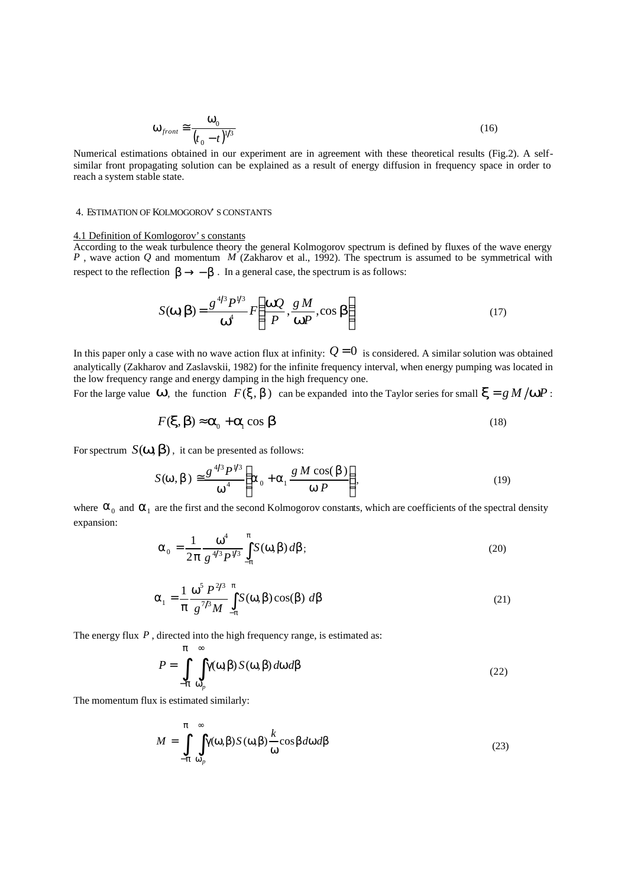$$\omega_{front} \cong \frac{\omega_0}{(t_0 - t)^{1/3}} \tag{16}$$

Numerical estimations obtained in our experiment are in agreement with these theoretical results (Fig.2). A self-similar front propagating solution can be explained as a result of energy diffusion in frequency space in order to reach a system stable state.

## 4. ESTIMATION OF KOLMOGOROV'S CONSTANTS

### 4.1 Definition of Komlogorov's constants

According to the weak turbulence theory the general Kolmogorov spectrum is defined by fluxes of the wave energy $P$, wave action $Q$ and momentum $M$ (Zakharov et al., 1992). The spectrum is assumed to be symmetrical with respect to the reflection $\beta \to -\beta$. In a general case, the spectrum is as follows:

$$S(\omega, \beta) = \frac{g^{4/3} P^{1/3}}{\omega^4} F\left(\frac{\omega Q}{P}, \frac{g M}{\omega P}, \cos \beta\right) \tag{17}$$

In this paper only a case with no wave action flux at infinity: $Q = 0$ is considered. A similar solution was obtained analytically (Zakharov and Zaslavskii, 1982) for the infinite frequency interval, when energy pumping was located in the low frequency range and energy damping in the high frequency one.

For the large value $\omega$, the function $F(\xi, \beta)$ can be expanded into the Taylor series for small $\xi = gM / \omega P$:

$$F(\xi, \beta) \approx \alpha_0 + \alpha_1 \cos \beta \tag{18}$$

For spectrum $S(\omega, \beta)$, it can be presented as follows:

$$S(\omega, \beta) \cong \frac{g^{4/3} P^{1/3}}{\omega^4} \left(\alpha_0 + \alpha_1 \frac{g M \cos(\beta)}{\omega P}\right), \tag{19}$$

where $\alpha_0$ and $\alpha_1$ are the first and the second Kolmogorov constants, which are coefficients of the spectral density expansion:

$$\alpha_0 = \frac{1}{2\pi} \frac{\omega^4}{g^{4/3} P^{1/3}} \int_{-\pi}^{\pi} S(\omega, \beta)\, d\beta; \tag{20}$$

$$\alpha_1 = \frac{1}{\pi} \frac{\omega^5 P^{2/3}}{g^{7/3} M} \int_{-\pi}^{\pi} S(\omega, \beta) \cos(\beta)\, d\beta \tag{21}$$

The energy flux $P$, directed into the high frequency range, is estimated as:

$$P = \int_{-\pi}^{\pi} \int_{\omega_p}^{\infty} \gamma(\omega, \beta)\, S(\omega, \beta)\, d\omega d\beta \tag{22}$$

The momentum flux is estimated similarly:

$$M = \int_{-\pi}^{\pi} \int_{\omega_p}^{\infty} \gamma(\omega, \beta)\, S(\omega, \beta) \frac{k}{\omega} \cos \beta\, d\omega d\beta \tag{23}$$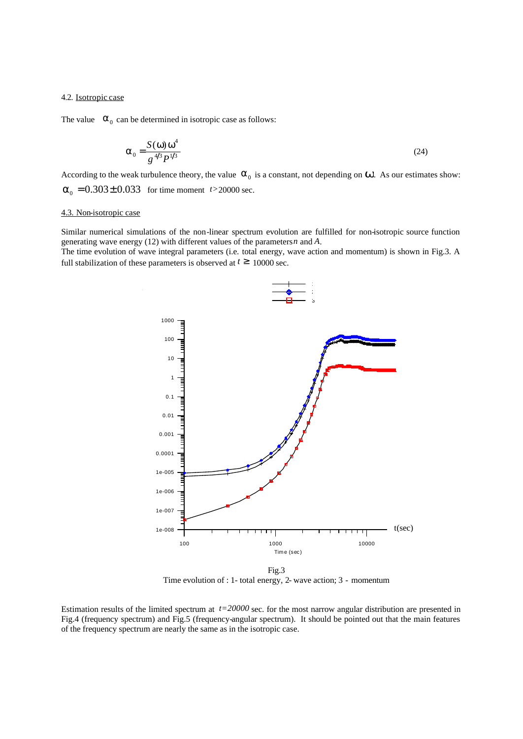4.2. Isotropic case

The value $\alpha_0$ can be determined in isotropic case as follows:

$$\alpha_0 = \frac{S(\omega)\,\omega^4}{g^{4/3} P^{1/3}} \tag{24}$$

According to the weak turbulence theory, the value $\alpha_0$ is a constant, not depending on $\omega$. As our estimates show: $\alpha_0 = 0.303 \pm 0.033$ for time moment $t$>20000 sec.

4.3. Non-isotropic case

Similar numerical simulations of the non-linear spectrum evolution are fulfilled for non-isotropic source function generating wave energy (12) with different values of the parameters $n$ and $A$.

The time evolution of wave integral parameters (i.e. total energy, wave action and momentum) is shown in Fig.3. A full stabilization of these parameters is observed at $t \geq$ 10000 sec.

Fig.3
Time evolution of : 1- total energy, 2- wave action; 3 - momentum

Estimation results of the limited spectrum at $t$=20000 sec. for the most narrow angular distribution are presented in Fig.4 (frequency spectrum) and Fig.5 (frequency-angular spectrum). It should be pointed out that the main features of the frequency spectrum are nearly the same as in the isotropic case.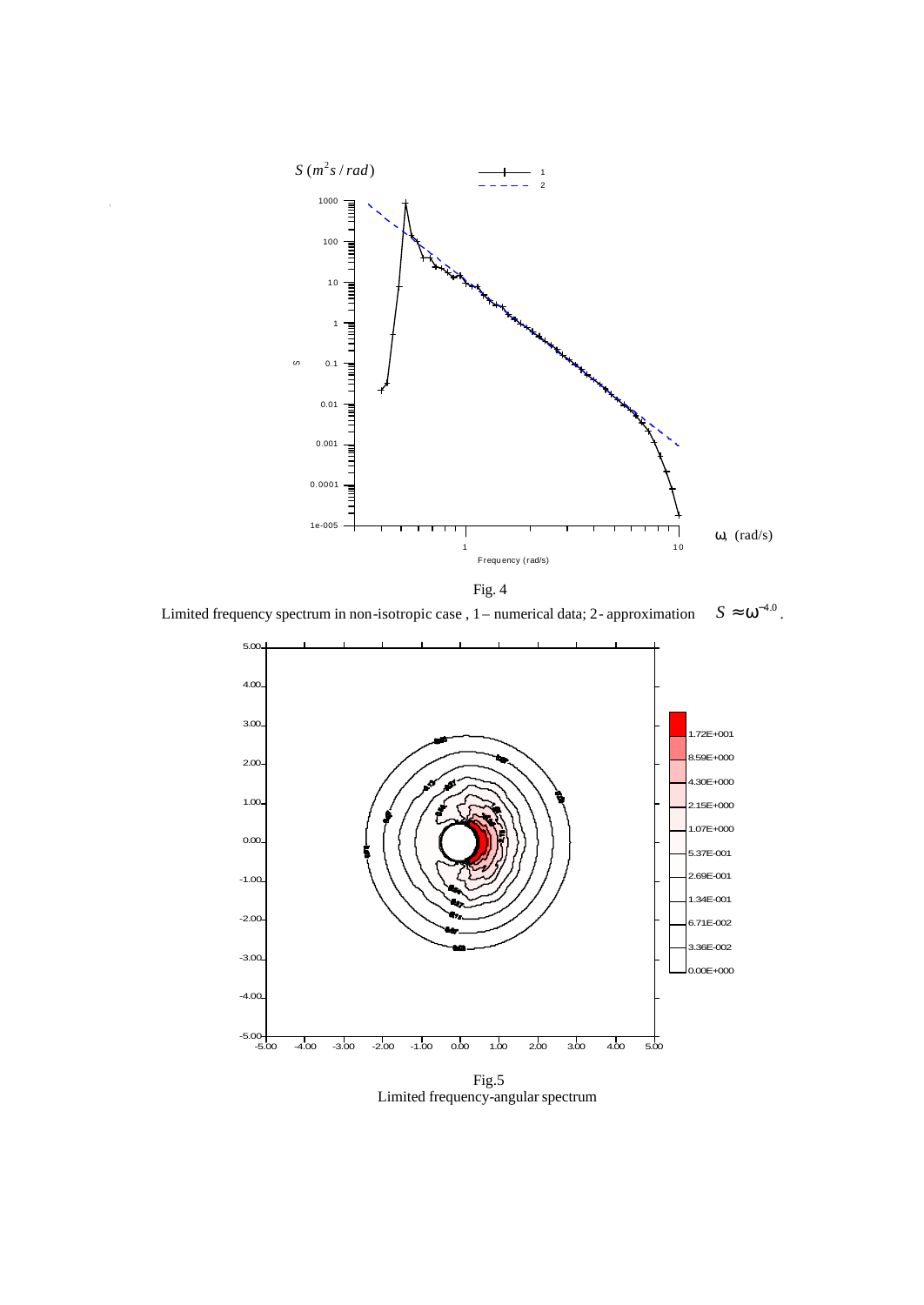Fig. 4

Limited frequency spectrum in non-isotropic case , 1 – numerical data; 2 - approximation $S \approx \omega^{-4.0}$.

Fig.5
Limited frequency-angular spectrum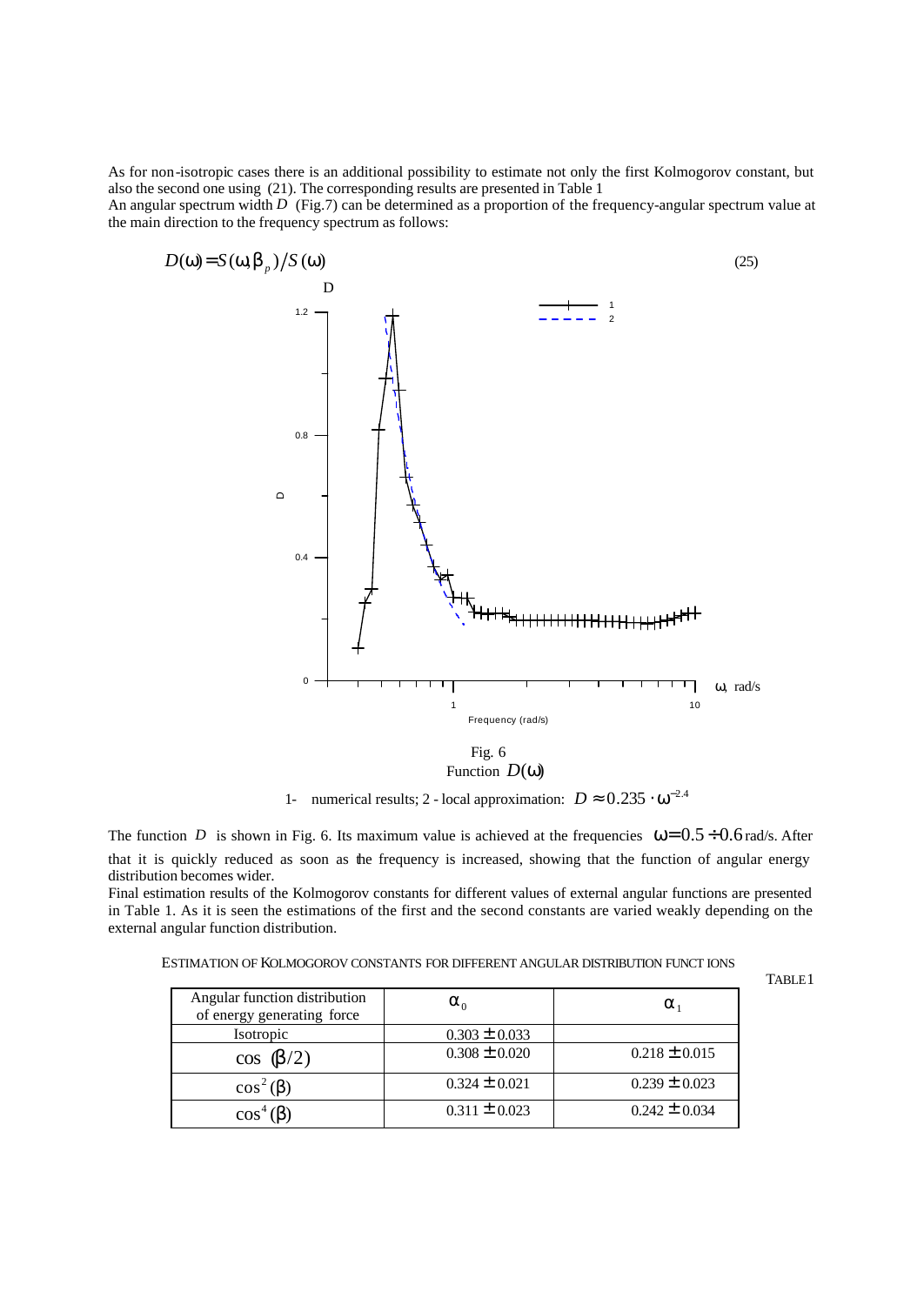As for non-isotropic cases there is an additional possibility to estimate not only the first Kolmogorov constant, but also the second one using (21). The corresponding results are presented in Table 1

An angular spectrum width $D$ (Fig.7) can be determined as a proportion of the frequency-angular spectrum value at the main direction to the frequency spectrum as follows:

$$D(\omega) = S(\omega, \beta_p)/S(\omega) \tag{25}$$

Fig. 6
Function $D(\omega)$

1- numerical results; 2 - local approximation: $D \approx 0.235 \cdot \omega^{-2.4}$

The function $D$ is shown in Fig. 6. Its maximum value is achieved at the frequencies $\omega = 0.5 \div 0.6$ rad/s. After that it is quickly reduced as soon as the frequency is increased, showing that the function of angular energy distribution becomes wider.

Final estimation results of the Kolmogorov constants for different values of external angular functions are presented in Table 1. As it is seen the estimations of the first and the second constants are varied weakly depending on the external angular function distribution.

ESTIMATION OF KOLMOGOROV CONSTANTS FOR DIFFERENT ANGULAR DISTRIBUTION FUNCTIONS

TABLE 1

| Angular function distribution of energy generating force | $\alpha_0$ | $\alpha_1$ |
|---|---|---|
| Isotropic | $0.303 \pm 0.033$ | |
| $\cos(\beta/2)$ | $0.308 \pm 0.020$ | $0.218 \pm 0.015$ |
| $\cos^2(\beta)$ | $0.324 \pm 0.021$ | $0.239 \pm 0.023$ |
| $\cos^4(\beta)$ | $0.311 \pm 0.023$ | $0.242 \pm 0.034$ |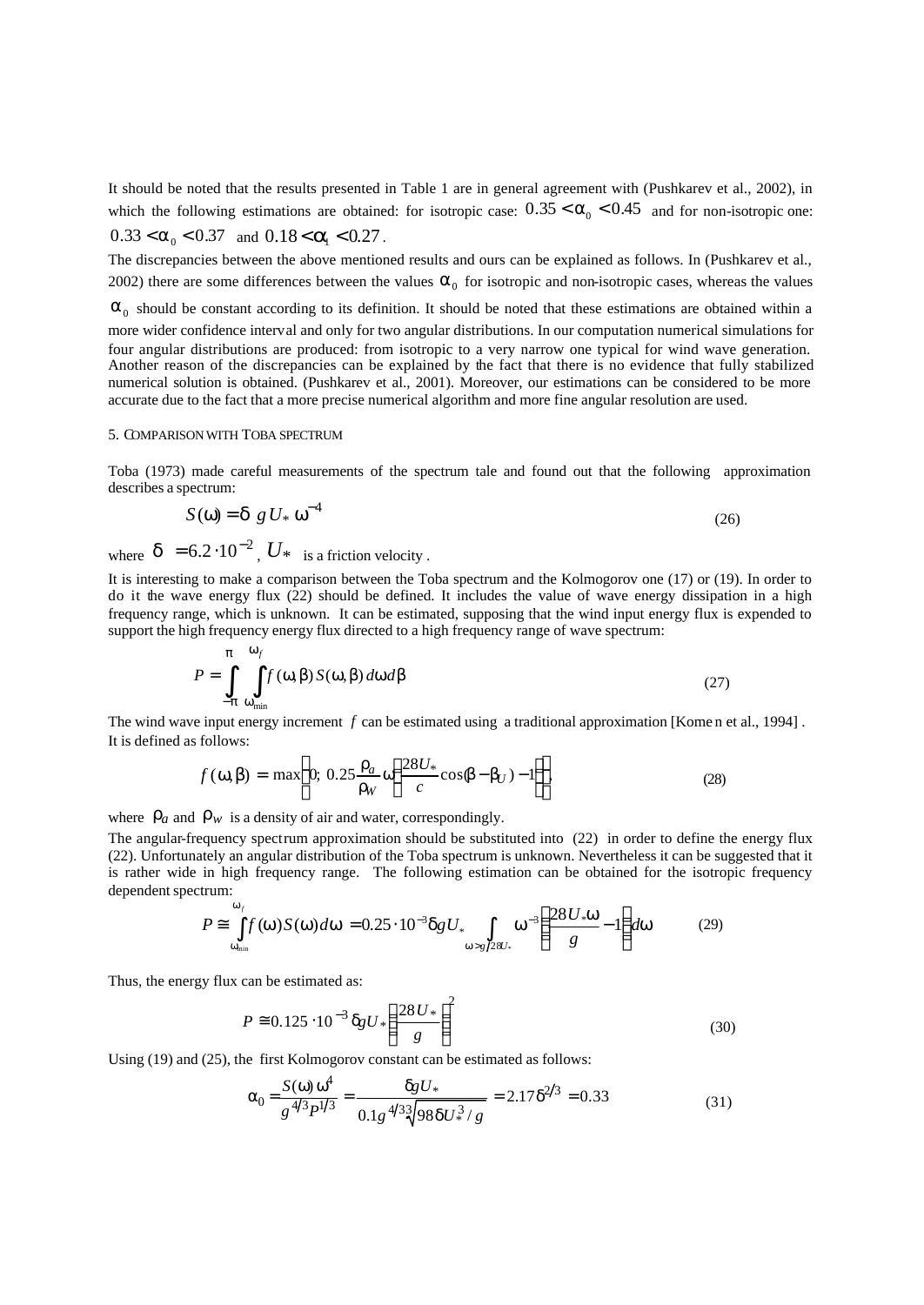It should be noted that the results presented in Table 1 are in general agreement with (Pushkarev et al., 2002), in which the following estimations are obtained: for isotropic case: $0.35 < \alpha_0 < 0.45$ and for non-isotropic one: $0.33 < \alpha_0 < 0.37$ and $0.18 < \alpha_1 < 0.27$.

The discrepancies between the above mentioned results and ours can be explained as follows. In (Pushkarev et al., 2002) there are some differences between the values $\alpha_0$ for isotropic and non-isotropic cases, whereas the values $\alpha_0$ should be constant according to its definition. It should be noted that these estimations are obtained within a more wider confidence interval and only for two angular distributions. In our computation numerical simulations for four angular distributions are produced: from isotropic to a very narrow one typical for wind wave generation. Another reason of the discrepancies can be explained by the fact that there is no evidence that fully stabilized numerical solution is obtained. (Pushkarev et al., 2001). Moreover, our estimations can be considered to be more accurate due to the fact that a more precise numerical algorithm and more fine angular resolution are used.

## 5. Comparison with Toba spectrum

Toba (1973) made careful measurements of the spectrum tale and found out that the following approximation describes a spectrum:

$$S(\omega) = \delta \; g U_* \, \omega^{-4} \tag{26}$$

where $\delta = 6.2 \cdot 10^{-2}$, $U_*$ is a friction velocity .

It is interesting to make a comparison between the Toba spectrum and the Kolmogorov one (17) or (19). In order to do it the wave energy flux (22) should be defined. It includes the value of wave energy dissipation in a high frequency range, which is unknown. It can be estimated, supposing that the wind input energy flux is expended to support the high frequency energy flux directed to a high frequency range of wave spectrum:

$$P = \int_{-\pi}^{\pi} \int_{\omega_{\min}}^{\omega_f} f(\omega, \beta)\, S(\omega, \beta)\, d\omega\, d\beta \tag{27}$$

The wind wave input energy increment $f$ can be estimated using a traditional approximation [Komen et al., 1994] . It is defined as follows:

$$f(\omega, \beta) = \max\left(0;\; 0.25 \frac{\rho_a}{\rho_W}\, \omega \left(\frac{28 U_*}{c} \cos(\beta - \beta_U) - 1\right)\right), \tag{28}$$

where $\rho_a$ and $\rho_W$ is a density of air and water, correspondingly.

The angular-frequency spectrum approximation should be substituted into (22) in order to define the energy flux (22). Unfortunately an angular distribution of the Toba spectrum is unknown. Nevertheless it can be suggested that it is rather wide in high frequency range. The following estimation can be obtained for the isotropic frequency dependent spectrum:

$$P \cong \int_{\omega_{\min}}^{\omega_f} f(\omega) S(\omega)\, d\omega = 0.25 \cdot 10^{-3} \delta g U_* \int_{\omega > g/28U_*} \omega^{-3} \left(\frac{28 U_* \omega}{g} - 1\right) d\omega \tag{29}$$

Thus, the energy flux can be estimated as:

$$P \cong 0.125 \cdot 10^{-3} \delta g U_* \left(\frac{28 U_*}{g}\right)^2 \tag{30}$$

Using (19) and (25), the first Kolmogorov constant can be estimated as follows:

$$\alpha_0 = \frac{S(\omega)\,\omega^4}{g^{4/3} P^{1/3}} = \frac{\delta g U_*}{0.1 g^{4/3} \sqrt[3]{98 \delta U_*^3 / g}} = 2.17 \delta^{2/3} = 0.33 \tag{31}$$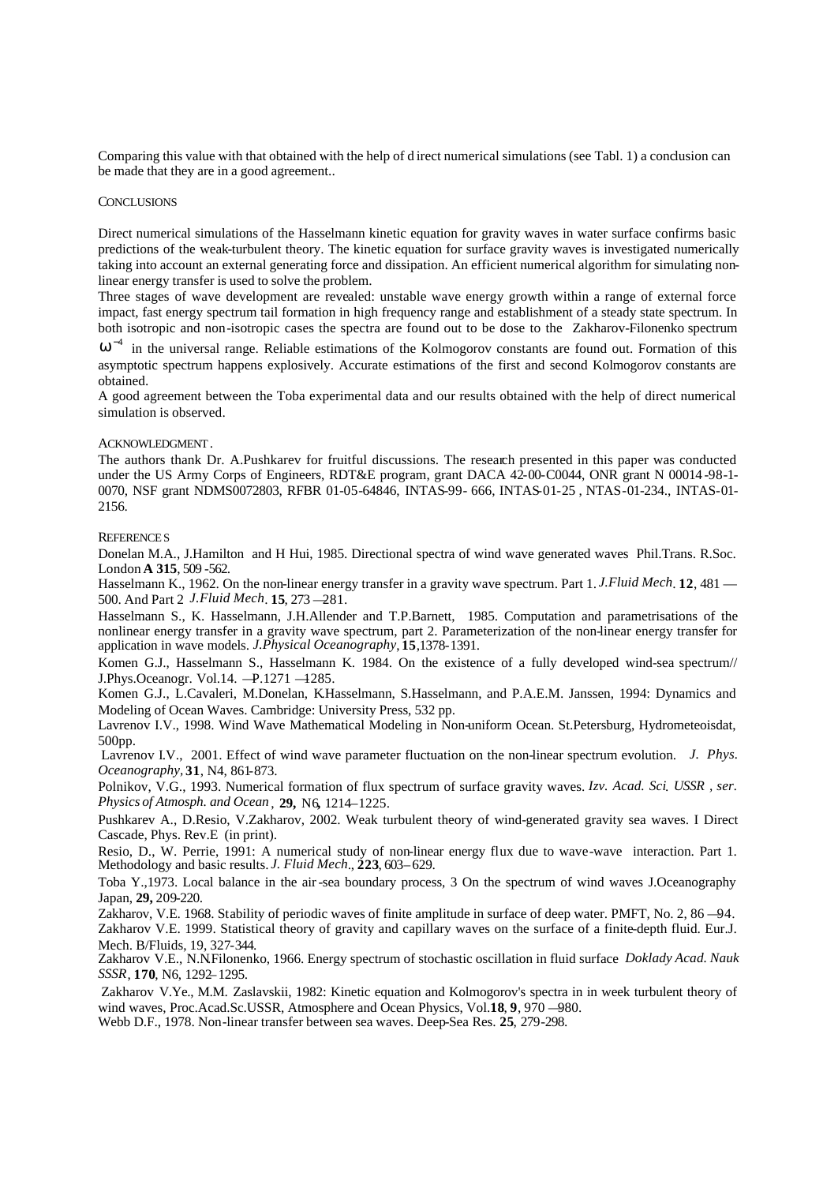Comparing this value with that obtained with the help of direct numerical simulations (see Tabl. 1) a conclusion can be made that they are in a good agreement..

## CONCLUSIONS

Direct numerical simulations of the Hasselmann kinetic equation for gravity waves in water surface confirms basic predictions of the weak-turbulent theory. The kinetic equation for surface gravity waves is investigated numerically taking into account an external generating force and dissipation. An efficient numerical algorithm for simulating non-linear energy transfer is used to solve the problem.

Three stages of wave development are revealed: unstable wave energy growth within a range of external force impact, fast energy spectrum tail formation in high frequency range and establishment of a steady state spectrum. In both isotropic and non-isotropic cases the spectra are found out to be dose to the Zakharov-Filonenko spectrum $\omega^{-4}$ in the universal range. Reliable estimations of the Kolmogorov constants are found out. Formation of this asymptotic spectrum happens explosively. Accurate estimations of the first and second Kolmogorov constants are obtained.

A good agreement between the Toba experimental data and our results obtained with the help of direct numerical simulation is observed.

## ACKNOWLEDGMENT.

The authors thank Dr. A.Pushkarev for fruitful discussions. The research presented in this paper was conducted under the US Army Corps of Engineers, RDT&E program, grant DACA 42-00-C0044, ONR grant N 00014-98-1-0070, NSF grant NDMS0072803, RFBR 01-05-64846, INTAS-99- 666, INTAS-01-25 , NTAS-01-234., INTAS-01-2156.

## REFERENCES

Donelan M.A., J.Hamilton and H Hui, 1985. Directional spectra of wind wave generated waves Phil.Trans. R.Soc. London **A 315**, 509 -562.

Hasselmann K., 1962. On the non-linear energy transfer in a gravity wave spectrum. Part 1. *J.Fluid Mech*. **12**, 481 — 500. And Part 2 *J.Fluid Mech*. **15**, 273 —281.

Hasselmann S., K. Hasselmann, J.H.Allender and T.P.Barnett, 1985. Computation and parametrisations of the nonlinear energy transfer in a gravity wave spectrum, part 2. Parameterization of the non-linear energy transfer for application in wave models. *J.Physical Oceanography*, **15**,1378-1391.

Komen G.J., Hasselmann S., Hasselmann K. 1984. On the existence of a fully developed wind-sea spectrum// J.Phys.Oceanogr. Vol.14. —P.1271 —1285.

Komen G.J., L.Cavaleri, M.Donelan, K.Hasselmann, S.Hasselmann, and P.A.E.M. Janssen, 1994: Dynamics and Modeling of Ocean Waves. Cambridge: University Press, 532 pp.

Lavrenov I.V., 1998. Wind Wave Mathematical Modeling in Non-uniform Ocean. St.Petersburg, Hydrometeoisdat, 500pp.

Lavrenov I.V., 2001. Effect of wind wave parameter fluctuation on the non-linear spectrum evolution. *J. Phys. Oceanography*, **31**, N4, 861-873.

Polnikov, V.G., 1993. Numerical formation of flux spectrum of surface gravity waves. *Izv. Acad. Sci. USSR , ser. Physics of Atmosph. and Ocean* , **29,** N6, 1214–1225.

Pushkarev A., D.Resio, V.Zakharov, 2002. Weak turbulent theory of wind-generated gravity sea waves. I Direct Cascade, Phys. Rev.E (in print).

Resio, D., W. Perrie, 1991: A numerical study of non-linear energy flux due to wave-wave interaction. Part 1. Methodology and basic results. *J. Fluid Mech*., **223**, 603– 629.

Toba Y.,1973. Local balance in the air-sea boundary process, 3 On the spectrum of wind waves J.Oceanography Japan, **29,** 209-220.

Zakharov, V.E. 1968. Stability of periodic waves of finite amplitude in surface of deep water. PMFT, No. 2, 86 —94.

Zakharov V.E. 1999. Statistical theory of gravity and capillary waves on the surface of a finite-depth fluid. Eur.J. Mech. B/Fluids, 19, 327-344.

Zakharov V.E., N.N.Filonenko, 1966. Energy spectrum of stochastic oscillation in fluid surface *Doklady Acad. Nauk SSSR*, **170**, N6, 1292–1295.

Zakharov V.Ye., M.M. Zaslavskii, 1982: Kinetic equation and Kolmogorov's spectra in in week turbulent theory of wind waves, Proc.Acad.Sc.USSR, Atmosphere and Ocean Physics, Vol.**18**, **9**, 970 —980.

Webb D.F., 1978. Non-linear transfer between sea waves. Deep-Sea Res. **25**, 279-298.